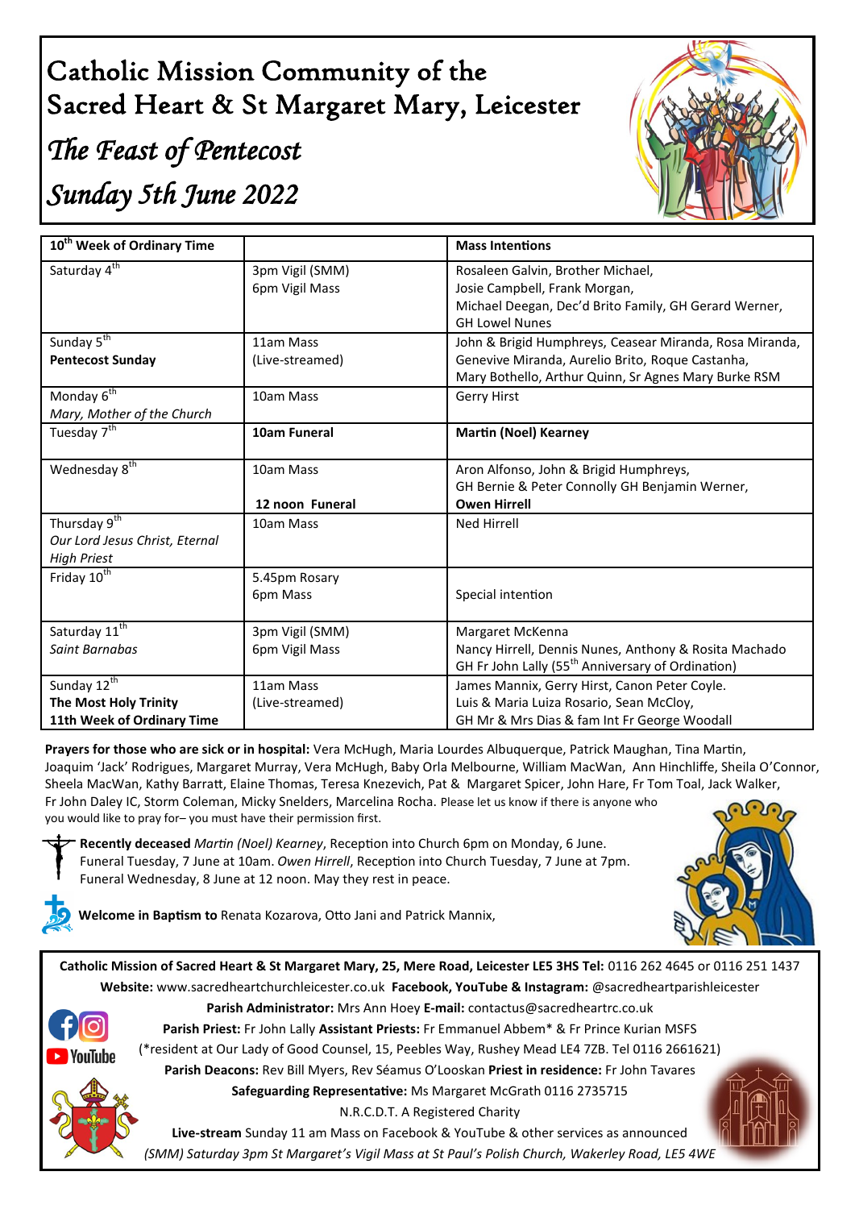# Catholic Mission Community of the Sacred Heart & St Margaret Mary, Leicester

## *The Feast of Pentecost*

## *Sunday 5th June 2022*

| 10th Week of Ordinary Time | | Mass Intentions |
|---|---|---|
| Saturday 4th | 3pm Vigil (SMM)<br>6pm Vigil Mass | Rosaleen Galvin, Brother Michael,<br>Josie Campbell, Frank Morgan,<br>Michael Deegan, Dec'd Brito Family, GH Gerard Werner,<br>GH Lowel Nunes |
| Sunday 5th<br>**Pentecost Sunday** | 11am Mass<br>(Live-streamed) | John & Brigid Humphreys, Ceasear Miranda, Rosa Miranda,<br>Genevive Miranda, Aurelio Brito, Roque Castanha,<br>Mary Bothello, Arthur Quinn, Sr Agnes Mary Burke RSM |
| Monday 6th<br>*Mary, Mother of the Church* | 10am Mass | Gerry Hirst |
| Tuesday 7th | **10am Funeral** | **Martin (Noel) Kearney** |
| Wednesday 8th | 10am Mass<br><br>**12 noon Funeral** | Aron Alfonso, John & Brigid Humphreys,<br>GH Bernie & Peter Connolly GH Benjamin Werner,<br>**Owen Hirrell** |
| Thursday 9th<br>*Our Lord Jesus Christ, Eternal High Priest* | 10am Mass | Ned Hirrell |
| Friday 10th | 5.45pm Rosary<br>6pm Mass | Special intention |
| Saturday 11th<br>*Saint Barnabas* | 3pm Vigil (SMM)<br>6pm Vigil Mass | Margaret McKenna<br>Nancy Hirrell, Dennis Nunes, Anthony & Rosita Machado<br>GH Fr John Lally (55th Anniversary of Ordination) |
| Sunday 12th<br>**The Most Holy Trinity**<br>**11th Week of Ordinary Time** | 11am Mass<br>(Live-streamed) | James Mannix, Gerry Hirst, Canon Peter Coyle.<br>Luis & Maria Luiza Rosario, Sean McCloy,<br>GH Mr & Mrs Dias & fam Int Fr George Woodall |

**Prayers for those who are sick or in hospital:** Vera McHugh, Maria Lourdes Albuquerque, Patrick Maughan, Tina Martin, Joaquim 'Jack' Rodrigues, Margaret Murray, Vera McHugh, Baby Orla Melbourne, William MacWan, Ann Hinchliffe, Sheila O'Connor, Sheela MacWan, Kathy Barratt, Elaine Thomas, Teresa Knezevich, Pat & Margaret Spicer, John Hare, Fr Tom Toal, Jack Walker, Fr John Daley IC, Storm Coleman, Micky Snelders, Marcelina Rocha. Please let us know if there is anyone who you would like to pray for– you must have their permission first.

**Recently deceased** *Martin (Noel) Kearney*, Reception into Church 6pm on Monday, 6 June. Funeral Tuesday, 7 June at 10am. *Owen Hirrell*, Reception into Church Tuesday, 7 June at 7pm. Funeral Wednesday, 8 June at 12 noon. May they rest in peace.

**Welcome in Baptism to** Renata Kozarova, Otto Jani and Patrick Mannix,

**Catholic Mission of Sacred Heart & St Margaret Mary, 25, Mere Road, Leicester LE5 3HS Tel:** 0116 262 4645 or 0116 251 1437
**Website:** www.sacredheartchurchleicester.co.uk **Facebook, YouTube & Instagram:** @sacredheartparishleicester
**Parish Administrator:** Mrs Ann Hoey **E-mail:** contactus@sacredheartrc.co.uk
**Parish Priest:** Fr John Lally **Assistant Priests:** Fr Emmanuel Abbem* & Fr Prince Kurian MSFS
(*resident at Our Lady of Good Counsel, 15, Peebles Way, Rushey Mead LE4 7ZB. Tel 0116 2661621)
**Parish Deacons:** Rev Bill Myers, Rev Séamus O'Looskan **Priest in residence:** Fr John Tavares
**Safeguarding Representative:** Ms Margaret McGrath 0116 2735715
N.R.C.D.T. A Registered Charity
**Live-stream** Sunday 11 am Mass on Facebook & YouTube & other services as announced
*(SMM) Saturday 3pm St Margaret's Vigil Mass at St Paul's Polish Church, Wakerley Road, LE5 4WE*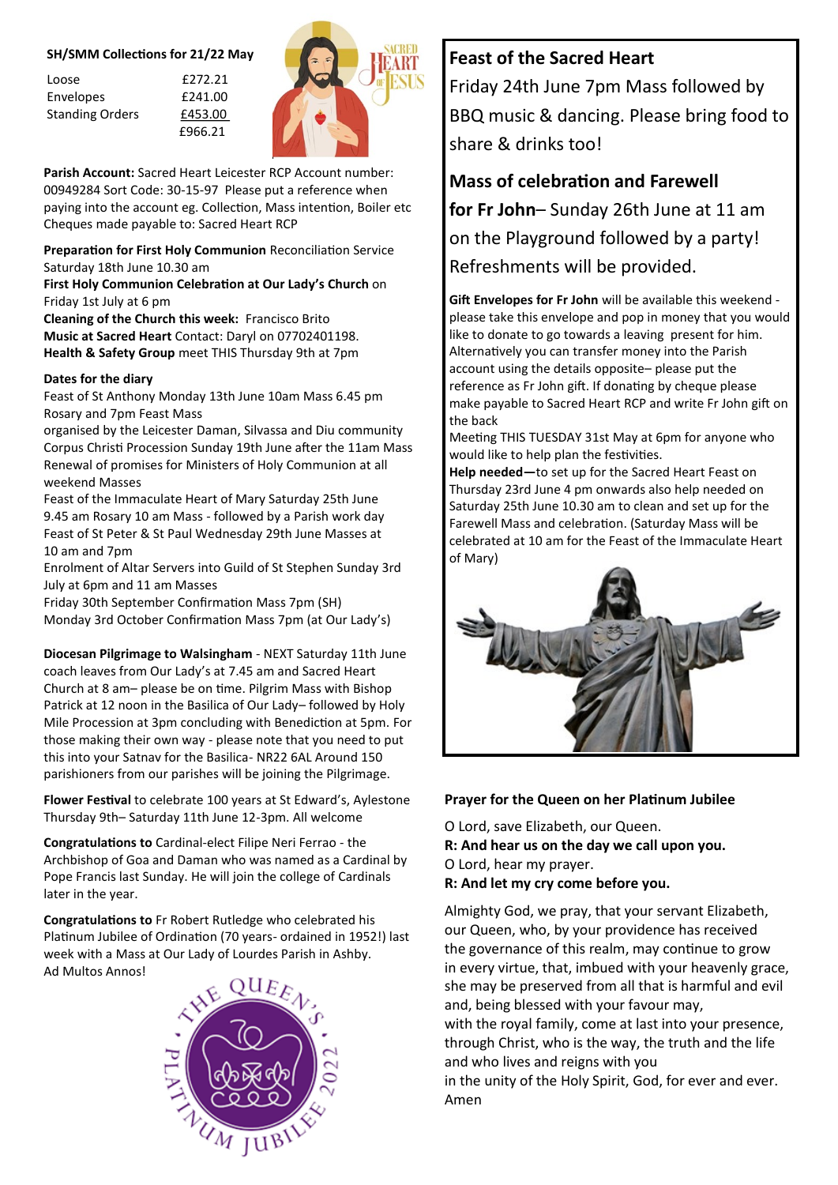**SH/SMM Collections for 21/22 May**

| | |
|---|---|
| Loose | £272.21 |
| Envelopes | £241.00 |
| Standing Orders | £453.00 |
| | £966.21 |

**Parish Account:** Sacred Heart Leicester RCP Account number: 00949284 Sort Code: 30-15-97 Please put a reference when paying into the account eg. Collection, Mass intention, Boiler etc Cheques made payable to: Sacred Heart RCP

**Preparation for First Holy Communion** Reconciliation Service Saturday 18th June 10.30 am
**First Holy Communion Celebration at Our Lady's Church** on Friday 1st July at 6 pm
**Cleaning of the Church this week:** Francisco Brito
**Music at Sacred Heart** Contact: Daryl on 07702401198.
**Health & Safety Group** meet THIS Thursday 9th at 7pm

**Dates for the diary**
Feast of St Anthony Monday 13th June 10am Mass 6.45 pm Rosary and 7pm Feast Mass
organised by the Leicester Daman, Silvassa and Diu community
Corpus Christi Procession Sunday 19th June after the 11am Mass
Renewal of promises for Ministers of Holy Communion at all weekend Masses
Feast of the Immaculate Heart of Mary Saturday 25th June 9.45 am Rosary 10 am Mass - followed by a Parish work day
Feast of St Peter & St Paul Wednesday 29th June Masses at 10 am and 7pm
Enrolment of Altar Servers into Guild of St Stephen Sunday 3rd July at 6pm and 11 am Masses
Friday 30th September Confirmation Mass 7pm (SH)
Monday 3rd October Confirmation Mass 7pm (at Our Lady's)

**Diocesan Pilgrimage to Walsingham** - NEXT Saturday 11th June coach leaves from Our Lady's at 7.45 am and Sacred Heart Church at 8 am– please be on time. Pilgrim Mass with Bishop Patrick at 12 noon in the Basilica of Our Lady– followed by Holy Mile Procession at 3pm concluding with Benediction at 5pm. For those making their own way - please note that you need to put this into your Satnav for the Basilica- NR22 6AL Around 150 parishioners from our parishes will be joining the Pilgrimage.

**Flower Festival** to celebrate 100 years at St Edward's, Aylestone Thursday 9th– Saturday 11th June 12-3pm. All welcome

**Congratulations to** Cardinal-elect Filipe Neri Ferrao - the Archbishop of Goa and Daman who was named as a Cardinal by Pope Francis last Sunday. He will join the college of Cardinals later in the year.

**Congratulations to** Fr Robert Rutledge who celebrated his Platinum Jubilee of Ordination (70 years- ordained in 1952!) last week with a Mass at Our Lady of Lourdes Parish in Ashby. Ad Multos Annos!

## Feast of the Sacred Heart

Friday 24th June 7pm Mass followed by BBQ music & dancing. Please bring food to share & drinks too!

## Mass of celebration and Farewell for Fr John

– Sunday 26th June at 11 am on the Playground followed by a party! Refreshments will be provided.

**Gift Envelopes for Fr John** will be available this weekend - please take this envelope and pop in money that you would like to donate to go towards a leaving present for him. Alternatively you can transfer money into the Parish account using the details opposite– please put the reference as Fr John gift. If donating by cheque please make payable to Sacred Heart RCP and write Fr John gift on the back
Meeting THIS TUESDAY 31st May at 6pm for anyone who would like to help plan the festivities.
**Help needed—**to set up for the Sacred Heart Feast on Thursday 23rd June 4 pm onwards also help needed on Saturday 25th June 10.30 am to clean and set up for the Farewell Mass and celebration. (Saturday Mass will be celebrated at 10 am for the Feast of the Immaculate Heart of Mary)

**Prayer for the Queen on her Platinum Jubilee**

O Lord, save Elizabeth, our Queen.
**R: And hear us on the day we call upon you.**
O Lord, hear my prayer.
**R: And let my cry come before you.**

Almighty God, we pray, that your servant Elizabeth, our Queen, who, by your providence has received the governance of this realm, may continue to grow in every virtue, that, imbued with your heavenly grace, she may be preserved from all that is harmful and evil and, being blessed with your favour may, with the royal family, come at last into your presence, through Christ, who is the way, the truth and the life and who lives and reigns with you in the unity of the Holy Spirit, God, for ever and ever. Amen